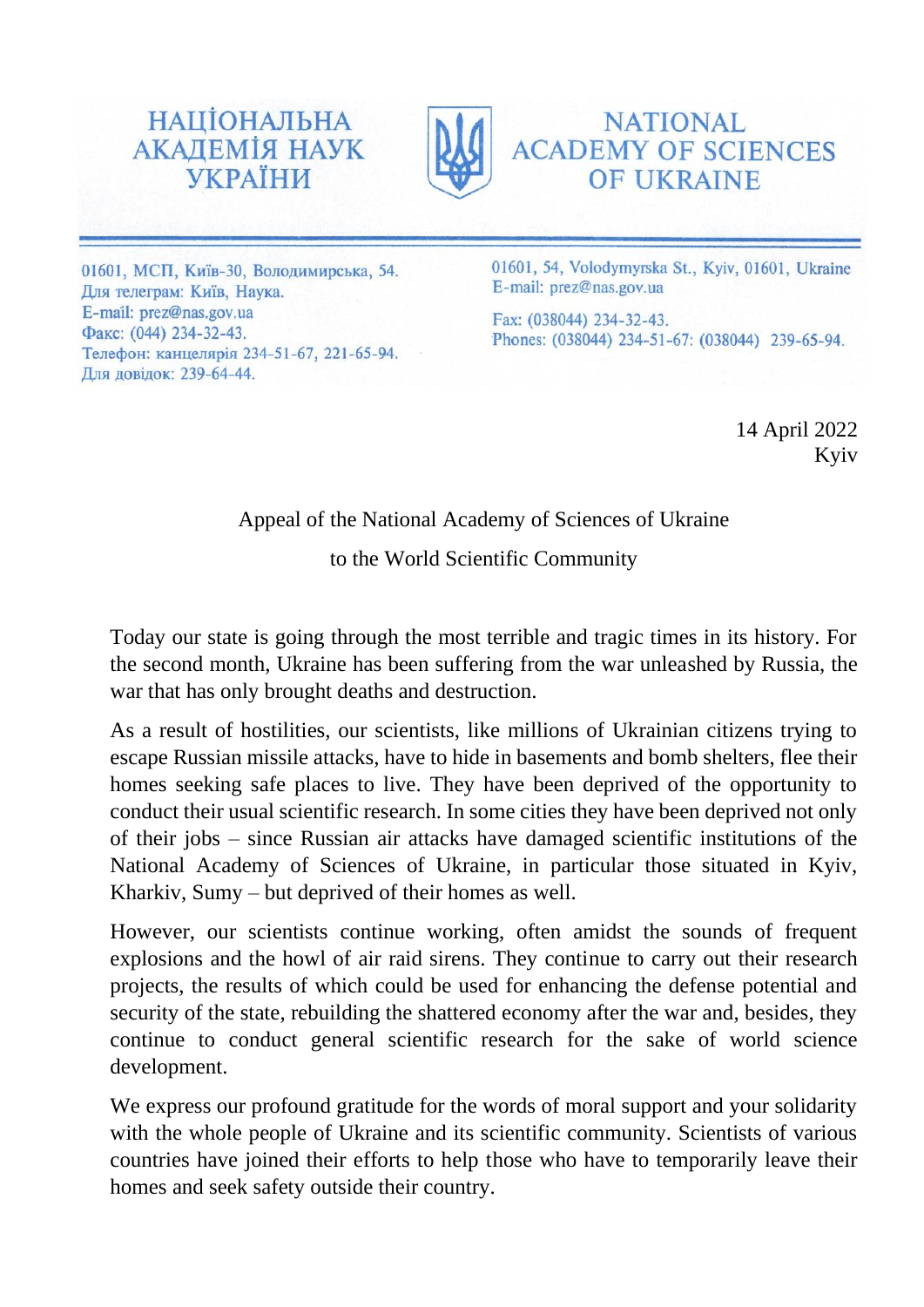НАЦІОНАЛЬНА АКАДЕМІЯ НАУК УКРАЇНИ

NATIONAL ACADEMY OF SCIENCES OF UKRAINE

01601, МСП, Київ-30, Володимирська, 54.
Для телеграм: Київ, Наука.
E-mail: prez@nas.gov.ua
Факс: (044) 234-32-43.
Телефон: канцелярія 234-51-67, 221-65-94.
Для довідок: 239-64-44.

01601, 54, Volodymyrska St., Kyiv, 01601, Ukraine
E-mail: prez@nas.gov.ua
Fax: (038044) 234-32-43.
Phones: (038044) 234-51-67: (038044) 239-65-94.

14 April 2022
Kyiv

Appeal of the National Academy of Sciences of Ukraine

to the World Scientific Community

Today our state is going through the most terrible and tragic times in its history. For the second month, Ukraine has been suffering from the war unleashed by Russia, the war that has only brought deaths and destruction.

As a result of hostilities, our scientists, like millions of Ukrainian citizens trying to escape Russian missile attacks, have to hide in basements and bomb shelters, flee their homes seeking safe places to live. They have been deprived of the opportunity to conduct their usual scientific research. In some cities they have been deprived not only of their jobs – since Russian air attacks have damaged scientific institutions of the National Academy of Sciences of Ukraine, in particular those situated in Kyiv, Kharkiv, Sumy – but deprived of their homes as well.

However, our scientists continue working, often amidst the sounds of frequent explosions and the howl of air raid sirens. They continue to carry out their research projects, the results of which could be used for enhancing the defense potential and security of the state, rebuilding the shattered economy after the war and, besides, they continue to conduct general scientific research for the sake of world science development.

We express our profound gratitude for the words of moral support and your solidarity with the whole people of Ukraine and its scientific community. Scientists of various countries have joined their efforts to help those who have to temporarily leave their homes and seek safety outside their country.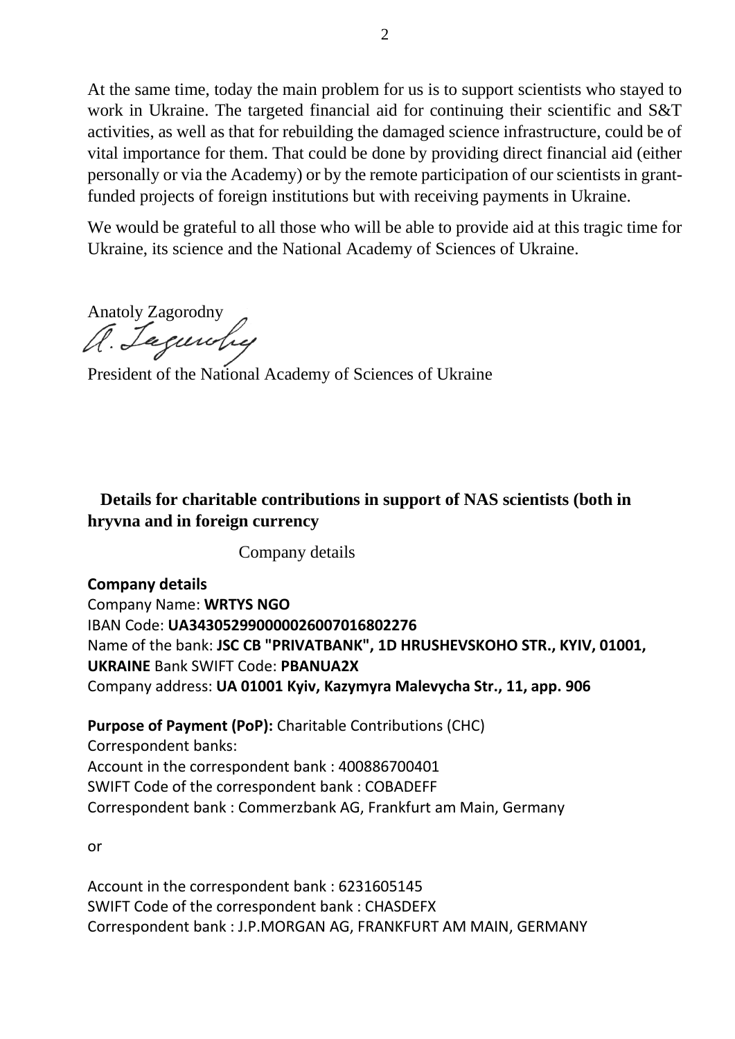At the same time, today the main problem for us is to support scientists who stayed to work in Ukraine. The targeted financial aid for continuing their scientific and S&T activities, as well as that for rebuilding the damaged science infrastructure, could be of vital importance for them. That could be done by providing direct financial aid (either personally or via the Academy) or by the remote participation of our scientists in grant-funded projects of foreign institutions but with receiving payments in Ukraine.

We would be grateful to all those who will be able to provide aid at this tragic time for Ukraine, its science and the National Academy of Sciences of Ukraine.

Anatoly Zagorodny

President of the National Academy of Sciences of Ukraine

**Details for charitable contributions in support of NAS scientists (both in hryvna and in foreign currency**

Company details

**Company details**
Company Name: **WRTYS NGO**
IBAN Code: **UA343052990000026007016802276**
Name of the bank: **JSC CB "PRIVATBANK", 1D HRUSHEVSKOHO STR., KYIV, 01001, UKRAINE** Bank SWIFT Code: **PBANUA2X**
Company address: **UA 01001 Kyiv, Kazymyra Malevycha Str., 11, app. 906**

**Purpose of Payment (PoP):** Charitable Contributions (CHC)
Correspondent banks:
Account in the correspondent bank : 400886700401
SWIFT Code of the correspondent bank : COBADEFF
Correspondent bank : Commerzbank AG, Frankfurt am Main, Germany

or

Account in the correspondent bank : 6231605145
SWIFT Code of the correspondent bank : CHASDEFX
Correspondent bank : J.P.MORGAN AG, FRANKFURT AM MAIN, GERMANY